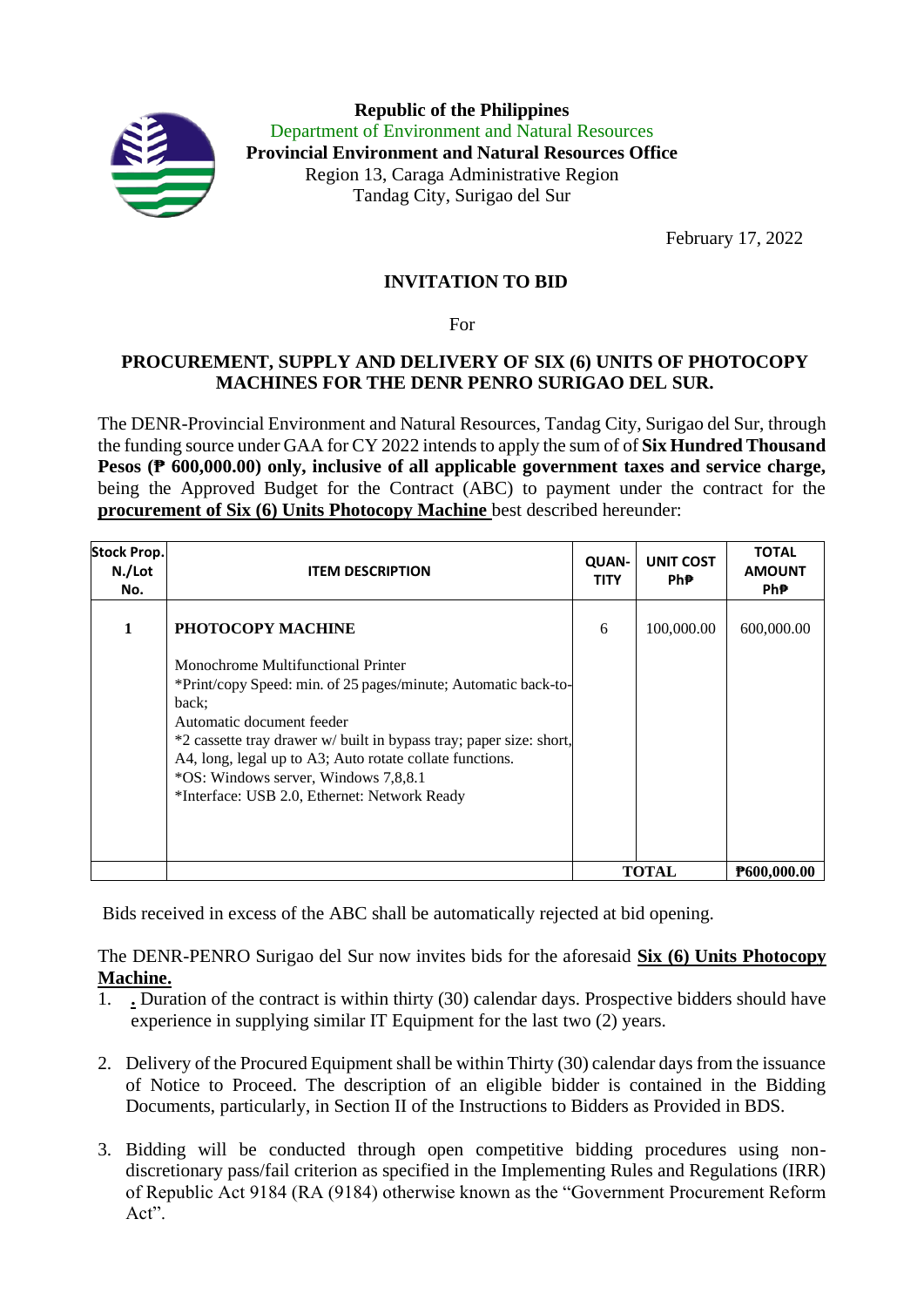**Republic of the Philippines**
Department of Environment and Natural Resources
**Provincial Environment and Natural Resources Office**
Region 13, Caraga Administrative Region
Tandag City, Surigao del Sur

February 17, 2022

## INVITATION TO BID

For

## PROCUREMENT, SUPPLY AND DELIVERY OF SIX (6) UNITS OF PHOTOCOPY MACHINES FOR THE DENR PENRO SURIGAO DEL SUR.

The DENR-Provincial Environment and Natural Resources, Tandag City, Surigao del Sur, through the funding source under GAA for CY 2022 intends to apply the sum of of **Six Hundred Thousand Pesos (₱ 600,000.00) only, inclusive of all applicable government taxes and service charge,** being the Approved Budget for the Contract (ABC) to payment under the contract for the **procurement of Six (6) Units Photocopy Machine** best described hereunder:

| Stock Prop. N./Lot No. | ITEM DESCRIPTION | QUAN-TITY | UNIT COST PhP | TOTAL AMOUNT PhP |
|---|---|---|---|---|
| 1 | **PHOTOCOPY MACHINE**<br><br>Monochrome Multifunctional Printer<br>*Print/copy Speed: min. of 25 pages/minute; Automatic back-to-back;<br>Automatic document feeder<br>*2 cassette tray drawer w/ built in bypass tray; paper size: short, A4, long, legal up to A3; Auto rotate collate functions.<br>*OS: Windows server, Windows 7,8,8.1<br>*Interface: USB 2.0, Ethernet: Network Ready | 6 | 100,000.00 | 600,000.00 |
| | | **TOTAL** | | **₱600,000.00** |

Bids received in excess of the ABC shall be automatically rejected at bid opening.

The DENR-PENRO Surigao del Sur now invites bids for the aforesaid **Six (6) Units Photocopy Machine.**

1. . Duration of the contract is within thirty (30) calendar days. Prospective bidders should have experience in supplying similar IT Equipment for the last two (2) years.

2. Delivery of the Procured Equipment shall be within Thirty (30) calendar days from the issuance of Notice to Proceed. The description of an eligible bidder is contained in the Bidding Documents, particularly, in Section II of the Instructions to Bidders as Provided in BDS.

3. Bidding will be conducted through open competitive bidding procedures using non-discretionary pass/fail criterion as specified in the Implementing Rules and Regulations (IRR) of Republic Act 9184 (RA (9184) otherwise known as the "Government Procurement Reform Act".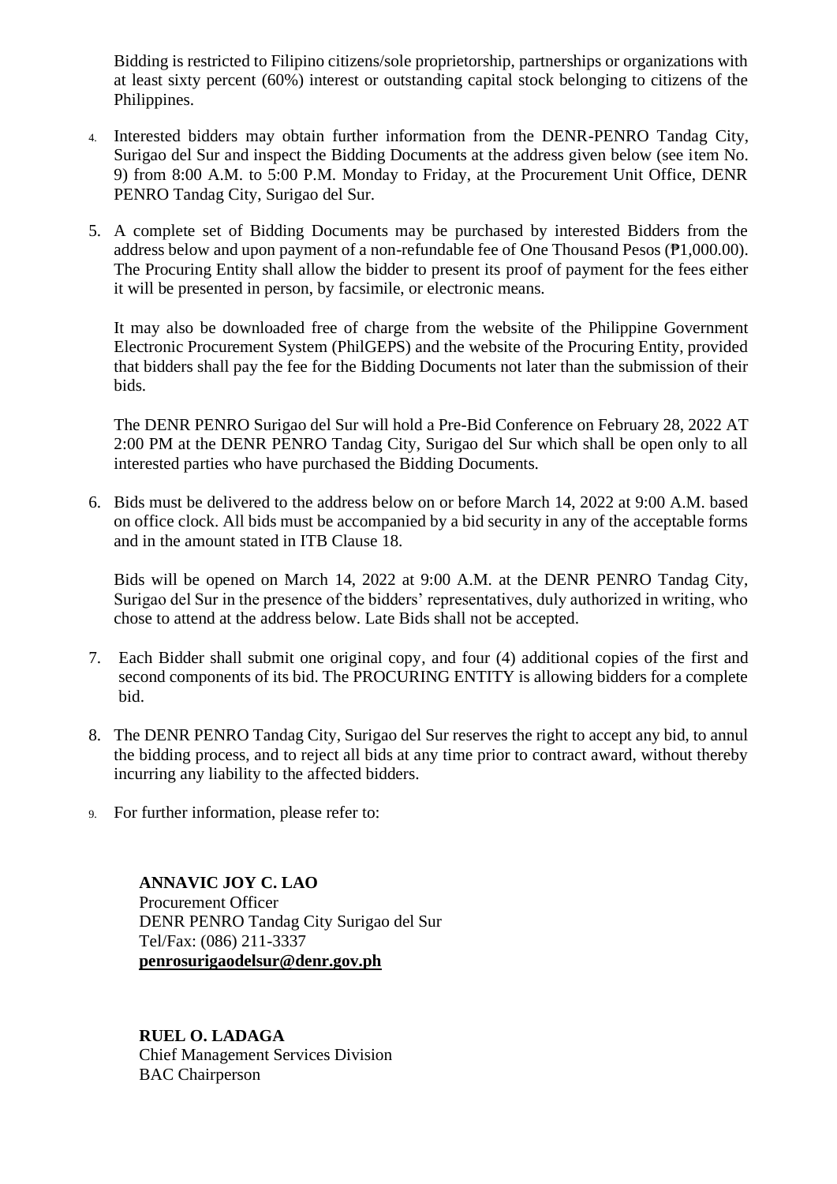Bidding is restricted to Filipino citizens/sole proprietorship, partnerships or organizations with at least sixty percent (60%) interest or outstanding capital stock belonging to citizens of the Philippines.

4. Interested bidders may obtain further information from the DENR-PENRO Tandag City, Surigao del Sur and inspect the Bidding Documents at the address given below (see item No. 9) from 8:00 A.M. to 5:00 P.M. Monday to Friday, at the Procurement Unit Office, DENR PENRO Tandag City, Surigao del Sur.

5. A complete set of Bidding Documents may be purchased by interested Bidders from the address below and upon payment of a non-refundable fee of One Thousand Pesos (₱1,000.00). The Procuring Entity shall allow the bidder to present its proof of payment for the fees either it will be presented in person, by facsimile, or electronic means.

   It may also be downloaded free of charge from the website of the Philippine Government Electronic Procurement System (PhilGEPS) and the website of the Procuring Entity, provided that bidders shall pay the fee for the Bidding Documents not later than the submission of their bids.

   The DENR PENRO Surigao del Sur will hold a Pre-Bid Conference on February 28, 2022 AT 2:00 PM at the DENR PENRO Tandag City, Surigao del Sur which shall be open only to all interested parties who have purchased the Bidding Documents.

6. Bids must be delivered to the address below on or before March 14, 2022 at 9:00 A.M. based on office clock. All bids must be accompanied by a bid security in any of the acceptable forms and in the amount stated in ITB Clause 18.

   Bids will be opened on March 14, 2022 at 9:00 A.M. at the DENR PENRO Tandag City, Surigao del Sur in the presence of the bidders' representatives, duly authorized in writing, who chose to attend at the address below. Late Bids shall not be accepted.

7. Each Bidder shall submit one original copy, and four (4) additional copies of the first and second components of its bid. The PROCURING ENTITY is allowing bidders for a complete bid.

8. The DENR PENRO Tandag City, Surigao del Sur reserves the right to accept any bid, to annul the bidding process, and to reject all bids at any time prior to contract award, without thereby incurring any liability to the affected bidders.

9. For further information, please refer to:

**ANNAVIC JOY C. LAO**
Procurement Officer
DENR PENRO Tandag City Surigao del Sur
Tel/Fax: (086) 211-3337
**penrosurigaodelsur@denr.gov.ph**

**RUEL O. LADAGA**
Chief Management Services Division
BAC Chairperson